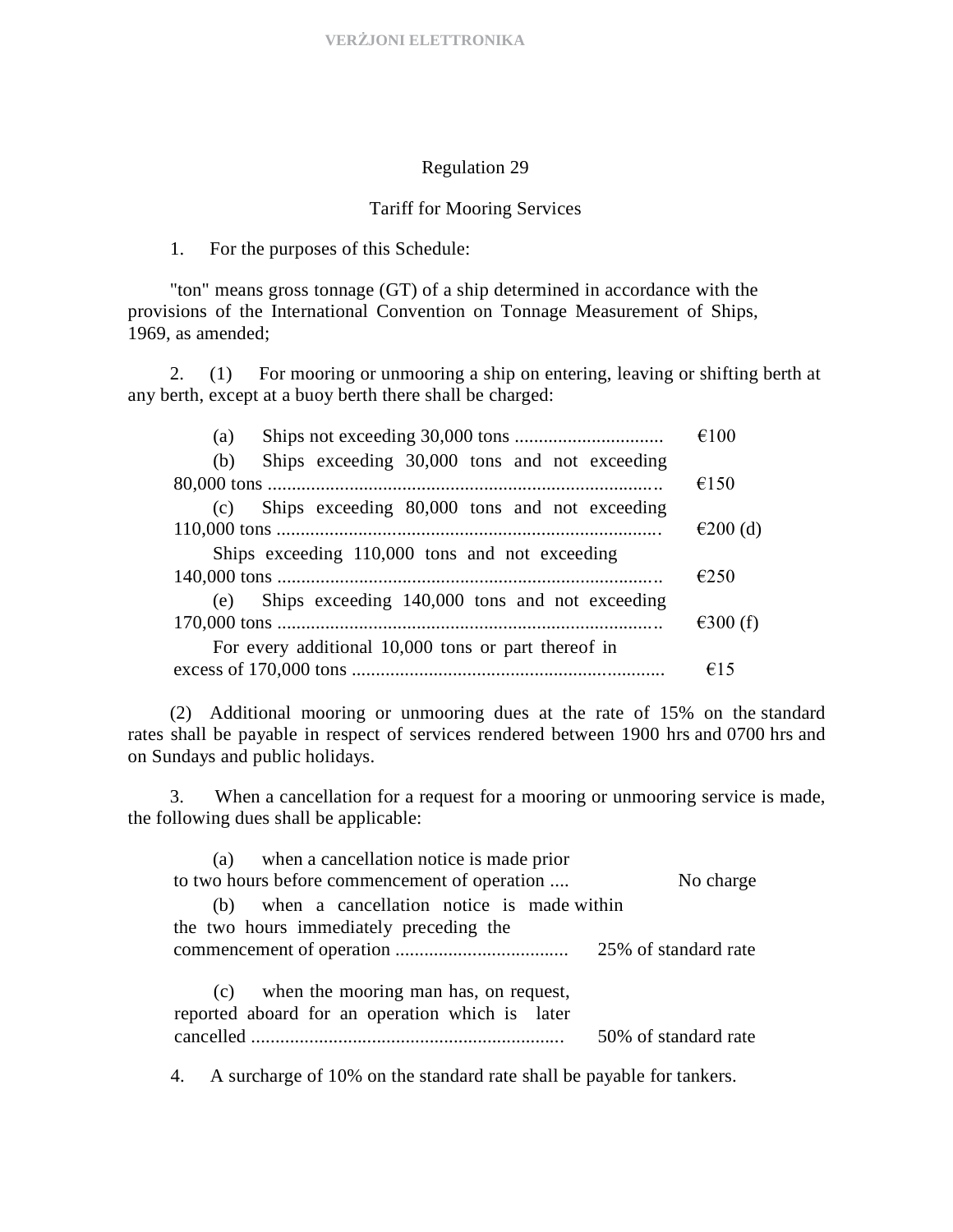Regulation 29

Tariff for Mooring Services

1. For the purposes of this Schedule:

"ton" means gross tonnage (GT) of a ship determined in accordance with the provisions of the International Convention on Tonnage Measurement of Ships, 1969, as amended;

2. (1) For mooring or unmooring a ship on entering, leaving or shifting berth at any berth, except at a buoy berth there shall be charged:

| | |
|---|---|
| (a) Ships not exceeding 30,000 tons .............................. | €100 |
| (b) Ships exceeding 30,000 tons and not exceeding 80,000 tons ................................................................................ | €150 |
| (c) Ships exceeding 80,000 tons and not exceeding 110,000 tons ............................................................................... | €200 (d) |
| Ships exceeding 110,000 tons and not exceeding 140,000 tons ............................................................................... | €250 |
| (e) Ships exceeding 140,000 tons and not exceeding 170,000 tons ............................................................................... | €300 (f) |
| For every additional 10,000 tons or part thereof in excess of 170,000 tons ................................................................. | €15 |

(2) Additional mooring or unmooring dues at the rate of 15% on the standard rates shall be payable in respect of services rendered between 1900 hrs and 0700 hrs and on Sundays and public holidays.

3. When a cancellation for a request for a mooring or unmooring service is made, the following dues shall be applicable:

| | |
|---|---|
| (a) when a cancellation notice is made prior to two hours before commencement of operation .... | No charge |
| (b) when a cancellation notice is made within the two hours immediately preceding the commencement of operation .................................... | 25% of standard rate |
| (c) when the mooring man has, on request, reported aboard for an operation which is later cancelled ................................................................ | 50% of standard rate |

4. A surcharge of 10% on the standard rate shall be payable for tankers.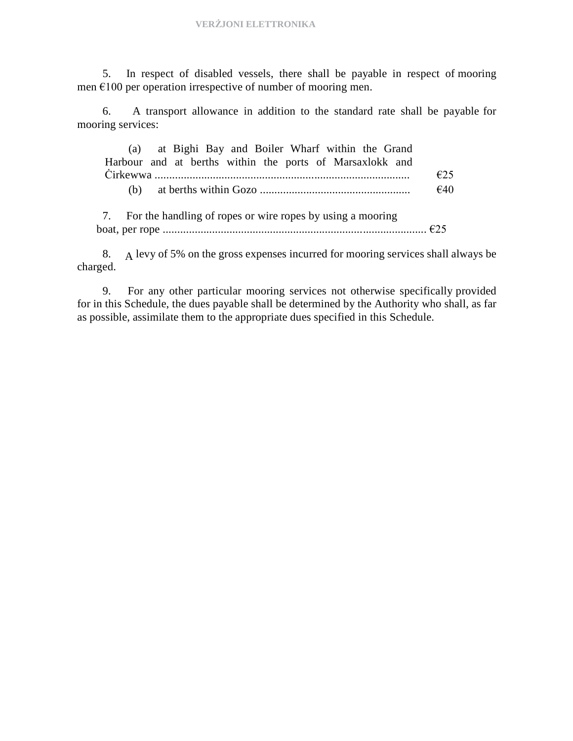5. In respect of disabled vessels, there shall be payable in respect of mooring men €100 per operation irrespective of number of mooring men.

6. A transport allowance in addition to the standard rate shall be payable for mooring services:

(a) at Bighi Bay and Boiler Wharf within the Grand Harbour and at berths within the ports of Marsaxlokk and Ċirkewwa ....................................................................................... €25

(b) at berths within Gozo .................................................... €40

7. For the handling of ropes or wire ropes by using a mooring boat, per rope .......................................................................................... €25

8. A levy of 5% on the gross expenses incurred for mooring services shall always be charged.

9. For any other particular mooring services not otherwise specifically provided for in this Schedule, the dues payable shall be determined by the Authority who shall, as far as possible, assimilate them to the appropriate dues specified in this Schedule.